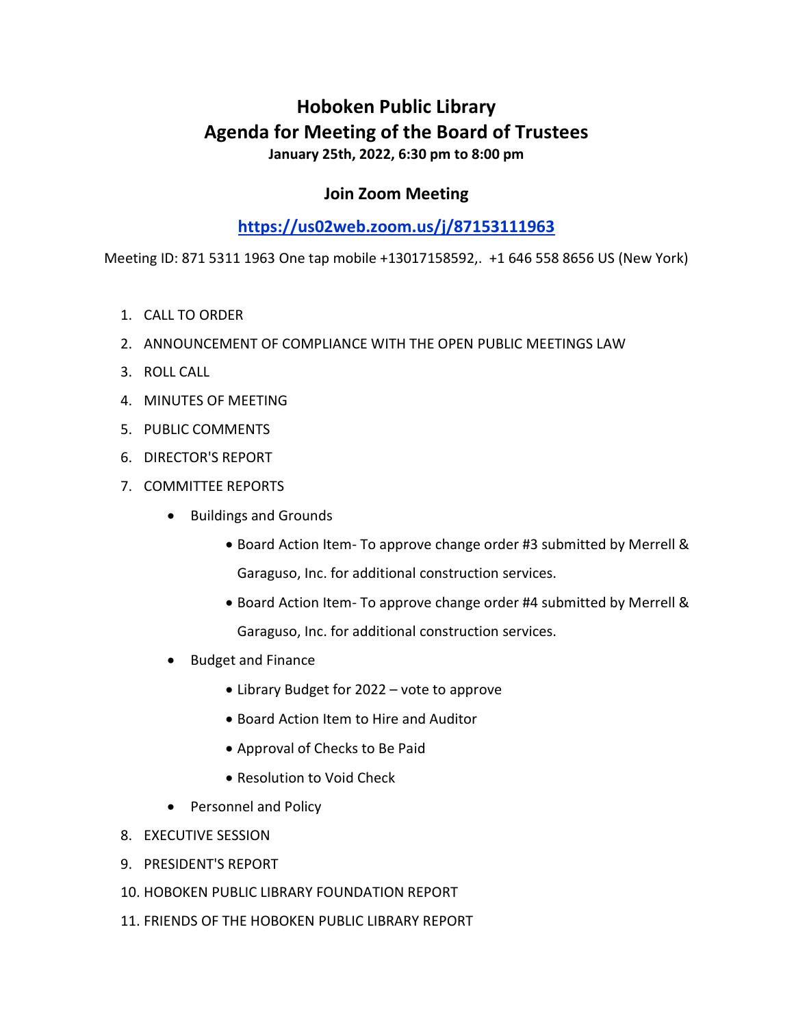# Hoboken Public Library

# Agenda for Meeting of the Board of Trustees

**January 25th, 2022, 6:30 pm to 8:00 pm**

## Join Zoom Meeting

**[https://us02web.zoom.us/j/87153111963](https://us02web.zoom.us/j/87153111963)**

Meeting ID: 871 5311 1963 One tap mobile +13017158592,. +1 646 558 8656 US (New York)

1. CALL TO ORDER
2. ANNOUNCEMENT OF COMPLIANCE WITH THE OPEN PUBLIC MEETINGS LAW
3. ROLL CALL
4. MINUTES OF MEETING
5. PUBLIC COMMENTS
6. DIRECTOR'S REPORT
7. COMMITTEE REPORTS
   - Buildings and Grounds
     - Board Action Item- To approve change order #3 submitted by Merrell & Garaguso, Inc. for additional construction services.
     - Board Action Item- To approve change order #4 submitted by Merrell & Garaguso, Inc. for additional construction services.
   - Budget and Finance
     - Library Budget for 2022 – vote to approve
     - Board Action Item to Hire and Auditor
     - Approval of Checks to Be Paid
     - Resolution to Void Check
   - Personnel and Policy
8. EXECUTIVE SESSION
9. PRESIDENT'S REPORT
10. HOBOKEN PUBLIC LIBRARY FOUNDATION REPORT
11. FRIENDS OF THE HOBOKEN PUBLIC LIBRARY REPORT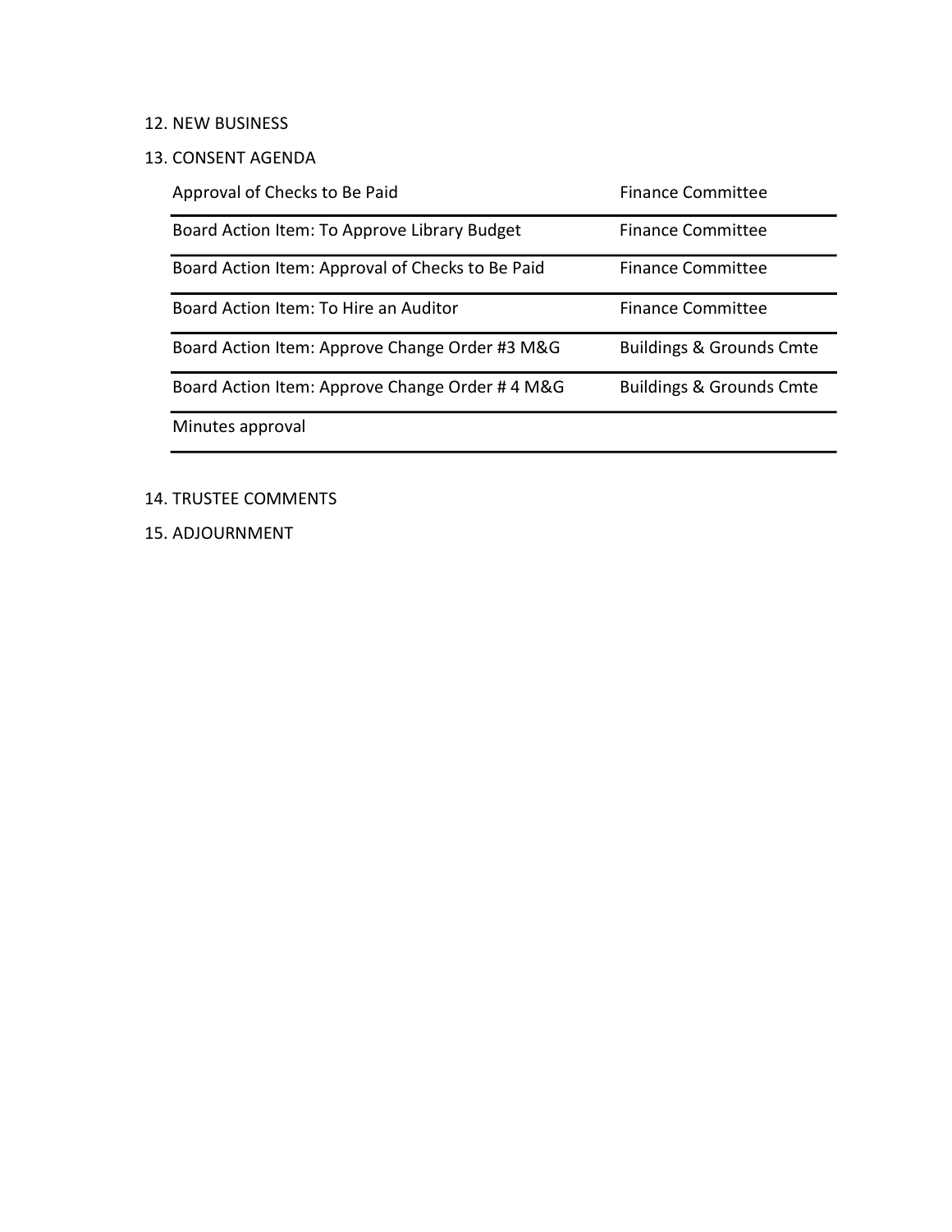12. NEW BUSINESS
13. CONSENT AGENDA

| | |
|---|---|
| Approval of Checks to Be Paid | Finance Committee |
| Board Action Item: To Approve Library Budget | Finance Committee |
| Board Action Item: Approval of Checks to Be Paid | Finance Committee |
| Board Action Item: To Hire an Auditor | Finance Committee |
| Board Action Item: Approve Change Order #3 M&G | Buildings & Grounds Cmte |
| Board Action Item: Approve Change Order # 4 M&G | Buildings & Grounds Cmte |
| Minutes approval | |

14. TRUSTEE COMMENTS
15. ADJOURNMENT